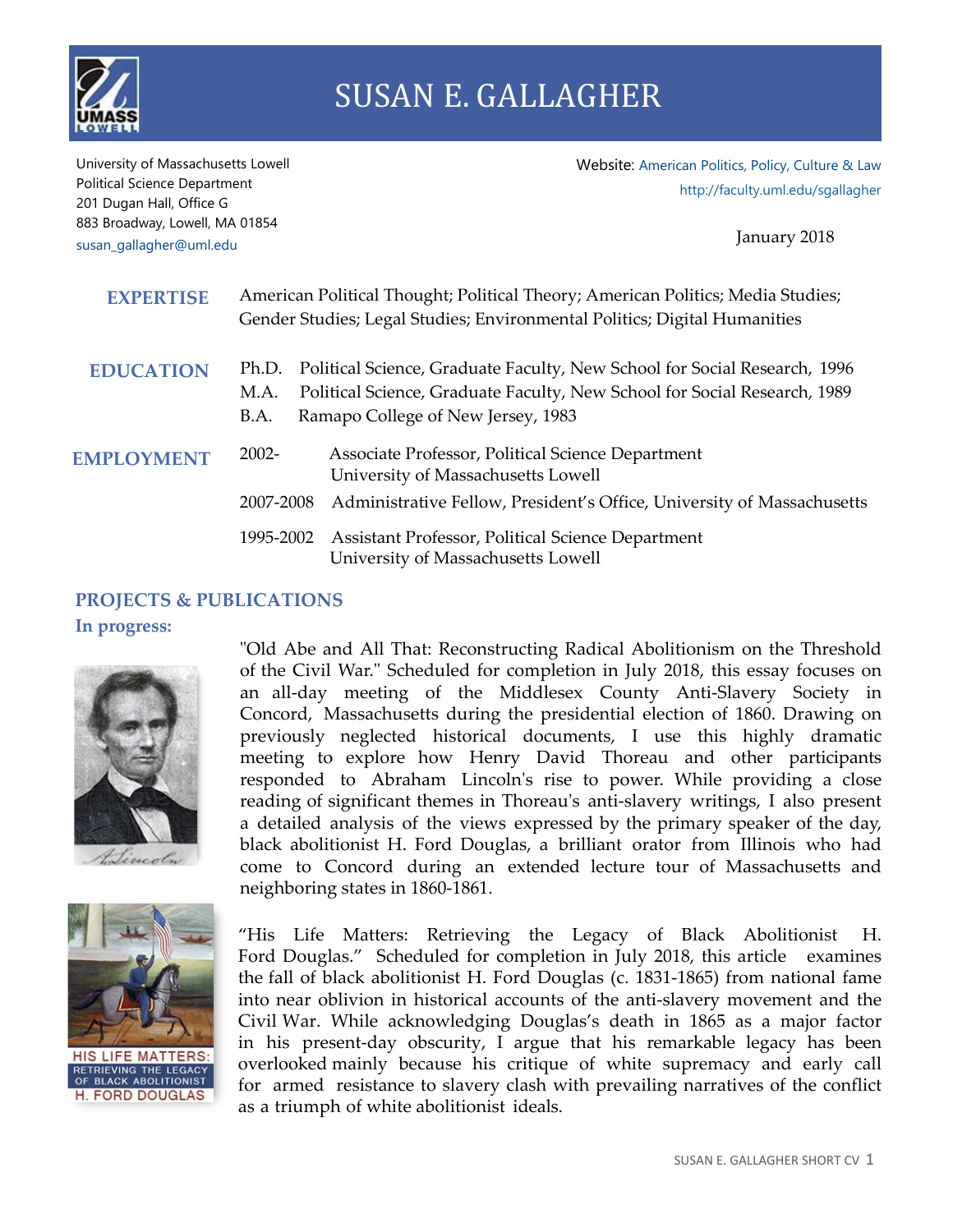# SUSAN E. GALLAGHER

University of Massachusetts Lowell
Political Science Department
201 Dugan Hall, Office G
883 Broadway, Lowell, MA 01854
susan_gallagher@uml.edu

Website: American Politics, Policy, Culture & Law
http://faculty.uml.edu/sgallagher

January 2018

## EXPERTISE

American Political Thought; Political Theory; American Politics; Media Studies; Gender Studies; Legal Studies; Environmental Politics; Digital Humanities

## EDUCATION

Ph.D. Political Science, Graduate Faculty, New School for Social Research, 1996
M.A. Political Science, Graduate Faculty, New School for Social Research, 1989
B.A. Ramapo College of New Jersey, 1983

## EMPLOYMENT

2002- Associate Professor, Political Science Department, University of Massachusetts Lowell

2007-2008 Administrative Fellow, President's Office, University of Massachusetts

1995-2002 Assistant Professor, Political Science Department, University of Massachusetts Lowell

## PROJECTS & PUBLICATIONS

### In progress:

"Old Abe and All That: Reconstructing Radical Abolitionism on the Threshold of the Civil War." Scheduled for completion in July 2018, this essay focuses on an all-day meeting of the Middlesex County Anti-Slavery Society in Concord, Massachusetts during the presidential election of 1860. Drawing on previously neglected historical documents, I use this highly dramatic meeting to explore how Henry David Thoreau and other participants responded to Abraham Lincoln's rise to power. While providing a close reading of significant themes in Thoreau's anti-slavery writings, I also present a detailed analysis of the views expressed by the primary speaker of the day, black abolitionist H. Ford Douglas, a brilliant orator from Illinois who had come to Concord during an extended lecture tour of Massachusetts and neighboring states in 1860-1861.

"His Life Matters: Retrieving the Legacy of Black Abolitionist H. Ford Douglas." Scheduled for completion in July 2018, this article examines the fall of black abolitionist H. Ford Douglas (c. 1831-1865) from national fame into near oblivion in historical accounts of the anti-slavery movement and the Civil War. While acknowledging Douglas's death in 1865 as a major factor in his present-day obscurity, I argue that his remarkable legacy has been overlooked mainly because his critique of white supremacy and early call for armed resistance to slavery clash with prevailing narratives of the conflict as a triumph of white abolitionist ideals.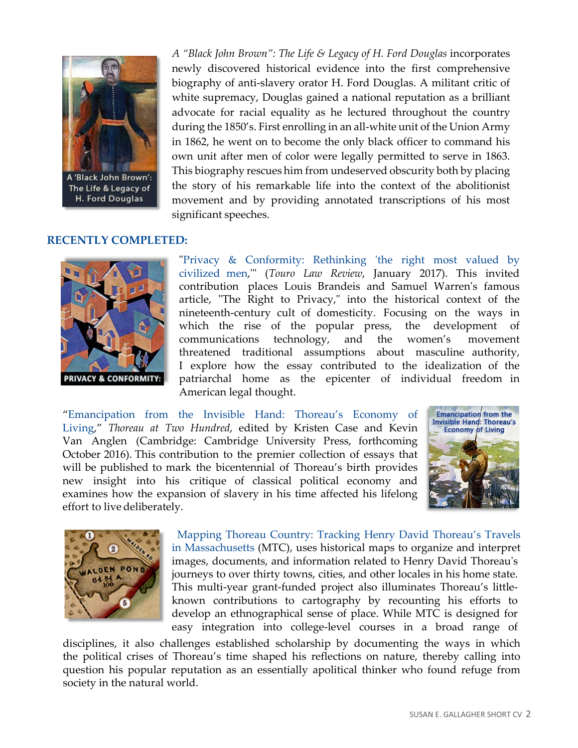*A "Black John Brown": The Life & Legacy of H. Ford Douglas* incorporates newly discovered historical evidence into the first comprehensive biography of anti-slavery orator H. Ford Douglas. A militant critic of white supremacy, Douglas gained a national reputation as a brilliant advocate for racial equality as he lectured throughout the country during the 1850's. First enrolling in an all-white unit of the Union Army in 1862, he went on to become the only black officer to command his own unit after men of color were legally permitted to serve in 1863. This biography rescues him from undeserved obscurity both by placing the story of his remarkable life into the context of the abolitionist movement and by providing annotated transcriptions of his most significant speeches.

## RECENTLY COMPLETED:

"Privacy & Conformity: Rethinking 'the right most valued by civilized men,'" (*Touro Law Review*, January 2017). This invited contribution places Louis Brandeis and Samuel Warren's famous article, "The Right to Privacy," into the historical context of the nineteenth-century cult of domesticity. Focusing on the ways in which the rise of the popular press, the development of communications technology, and the women's movement threatened traditional assumptions about masculine authority, I explore how the essay contributed to the idealization of the patriarchal home as the epicenter of individual freedom in American legal thought.

"Emancipation from the Invisible Hand: Thoreau's Economy of Living," *Thoreau at Two Hundred*, edited by Kristen Case and Kevin Van Anglen (Cambridge: Cambridge University Press, forthcoming October 2016). This contribution to the premier collection of essays that will be published to mark the bicentennial of Thoreau's birth provides new insight into his critique of classical political economy and examines how the expansion of slavery in his time affected his lifelong effort to live deliberately.

Mapping Thoreau Country: Tracking Henry David Thoreau's Travels in Massachusetts (MTC), uses historical maps to organize and interpret images, documents, and information related to Henry David Thoreau's journeys to over thirty towns, cities, and other locales in his home state. This multi-year grant-funded project also illuminates Thoreau's little-known contributions to cartography by recounting his efforts to develop an ethnographical sense of place. While MTC is designed for easy integration into college-level courses in a broad range of disciplines, it also challenges established scholarship by documenting the ways in which the political crises of Thoreau's time shaped his reflections on nature, thereby calling into question his popular reputation as an essentially apolitical thinker who found refuge from society in the natural world.